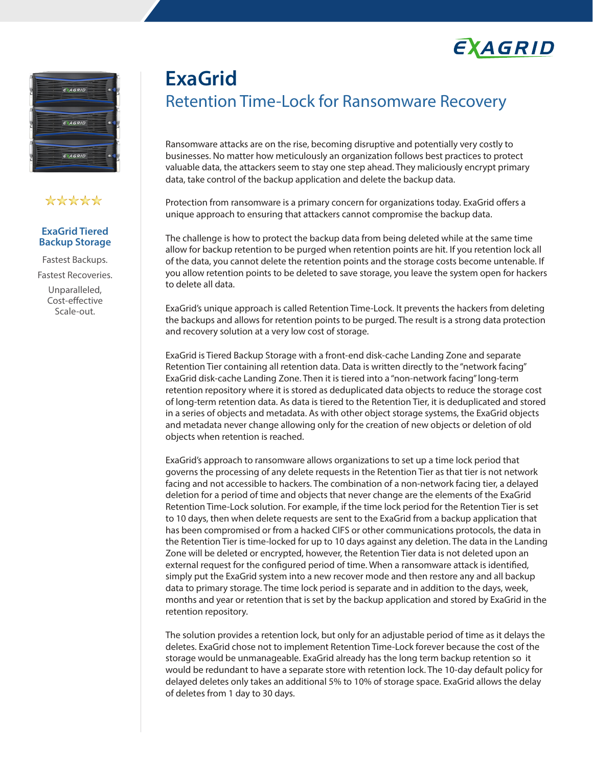# ExaGrid

## Retention Time-Lock for Ransomware Recovery

**ExaGrid Tiered Backup Storage**

Fastest Backups.

Fastest Recoveries.

Unparalleled, Cost-effective Scale-out.

Ransomware attacks are on the rise, becoming disruptive and potentially very costly to businesses. No matter how meticulously an organization follows best practices to protect valuable data, the attackers seem to stay one step ahead. They maliciously encrypt primary data, take control of the backup application and delete the backup data.

Protection from ransomware is a primary concern for organizations today. ExaGrid offers a unique approach to ensuring that attackers cannot compromise the backup data.

The challenge is how to protect the backup data from being deleted while at the same time allow for backup retention to be purged when retention points are hit. If you retention lock all of the data, you cannot delete the retention points and the storage costs become untenable. If you allow retention points to be deleted to save storage, you leave the system open for hackers to delete all data.

ExaGrid's unique approach is called Retention Time-Lock. It prevents the hackers from deleting the backups and allows for retention points to be purged. The result is a strong data protection and recovery solution at a very low cost of storage.

ExaGrid is Tiered Backup Storage with a front-end disk-cache Landing Zone and separate Retention Tier containing all retention data. Data is written directly to the "network facing" ExaGrid disk-cache Landing Zone. Then it is tiered into a "non-network facing" long-term retention repository where it is stored as deduplicated data objects to reduce the storage cost of long-term retention data. As data is tiered to the Retention Tier, it is deduplicated and stored in a series of objects and metadata. As with other object storage systems, the ExaGrid objects and metadata never change allowing only for the creation of new objects or deletion of old objects when retention is reached.

ExaGrid's approach to ransomware allows organizations to set up a time lock period that governs the processing of any delete requests in the Retention Tier as that tier is not network facing and not accessible to hackers. The combination of a non-network facing tier, a delayed deletion for a period of time and objects that never change are the elements of the ExaGrid Retention Time-Lock solution. For example, if the time lock period for the Retention Tier is set to 10 days, then when delete requests are sent to the ExaGrid from a backup application that has been compromised or from a hacked CIFS or other communications protocols, the data in the Retention Tier is time-locked for up to 10 days against any deletion. The data in the Landing Zone will be deleted or encrypted, however, the Retention Tier data is not deleted upon an external request for the configured period of time. When a ransomware attack is identified, simply put the ExaGrid system into a new recover mode and then restore any and all backup data to primary storage. The time lock period is separate and in addition to the days, week, months and year or retention that is set by the backup application and stored by ExaGrid in the retention repository.

The solution provides a retention lock, but only for an adjustable period of time as it delays the deletes. ExaGrid chose not to implement Retention Time-Lock forever because the cost of the storage would be unmanageable. ExaGrid already has the long term backup retention so it would be redundant to have a separate store with retention lock. The 10-day default policy for delayed deletes only takes an additional 5% to 10% of storage space. ExaGrid allows the delay of deletes from 1 day to 30 days.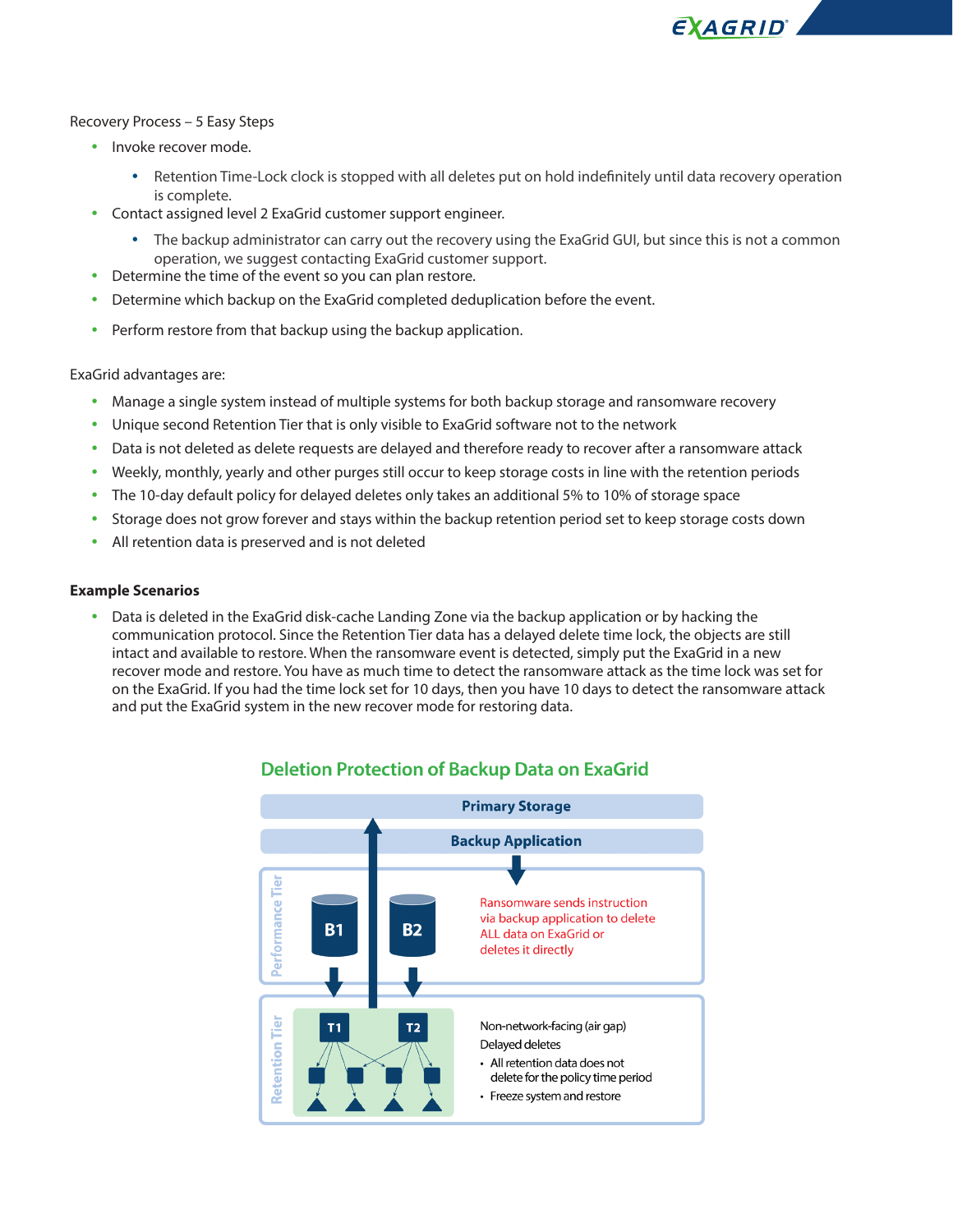Recovery Process – 5 Easy Steps

- Invoke recover mode.
  - Retention Time-Lock clock is stopped with all deletes put on hold indefinitely until data recovery operation is complete.
- Contact assigned level 2 ExaGrid customer support engineer.
  - The backup administrator can carry out the recovery using the ExaGrid GUI, but since this is not a common operation, we suggest contacting ExaGrid customer support.
- Determine the time of the event so you can plan restore.
- Determine which backup on the ExaGrid completed deduplication before the event.
- Perform restore from that backup using the backup application.

ExaGrid advantages are:

- Manage a single system instead of multiple systems for both backup storage and ransomware recovery
- Unique second Retention Tier that is only visible to ExaGrid software not to the network
- Data is not deleted as delete requests are delayed and therefore ready to recover after a ransomware attack
- Weekly, monthly, yearly and other purges still occur to keep storage costs in line with the retention periods
- The 10-day default policy for delayed deletes only takes an additional 5% to 10% of storage space
- Storage does not grow forever and stays within the backup retention period set to keep storage costs down
- All retention data is preserved and is not deleted

**Example Scenarios**

- Data is deleted in the ExaGrid disk-cache Landing Zone via the backup application or by hacking the communication protocol. Since the Retention Tier data has a delayed delete time lock, the objects are still intact and available to restore. When the ransomware event is detected, simply put the ExaGrid in a new recover mode and restore. You have as much time to detect the ransomware attack as the time lock was set for on the ExaGrid. If you had the time lock set for 10 days, then you have 10 days to detect the ransomware attack and put the ExaGrid system in the new recover mode for restoring data.

## Deletion Protection of Backup Data on ExaGrid

Primary Storage

Backup Application

Performance Tier

B1 B2

Ransomware sends instruction via backup application to delete ALL data on ExaGrid or deletes it directly

Retention Tier

T1 T2

Non-network-facing (air gap)

Delayed deletes

- All retention data does not delete for the policy time period
- Freeze system and restore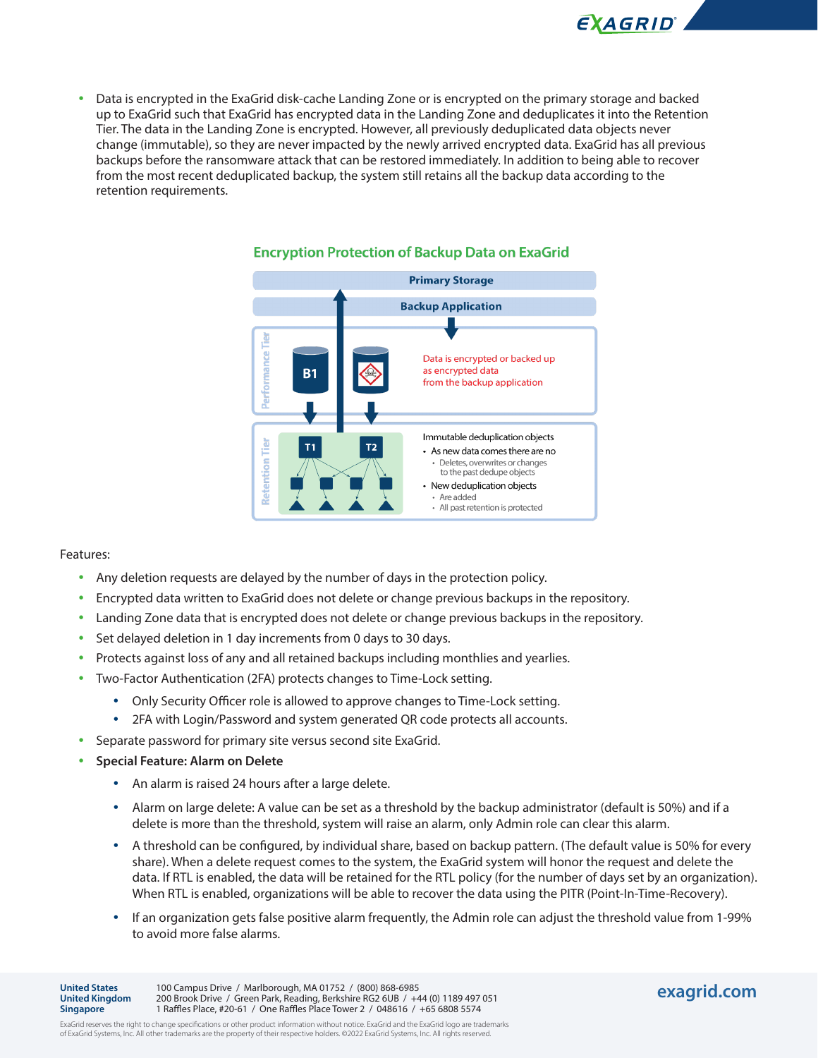- Data is encrypted in the ExaGrid disk-cache Landing Zone or is encrypted on the primary storage and backed up to ExaGrid such that ExaGrid has encrypted data in the Landing Zone and deduplicates it into the Retention Tier. The data in the Landing Zone is encrypted. However, all previously deduplicated data objects never change (immutable), so they are never impacted by the newly arrived encrypted data. ExaGrid has all previous backups before the ransomware attack that can be restored immediately. In addition to being able to recover from the most recent deduplicated backup, the system still retains all the backup data according to the retention requirements.

## Encryption Protection of Backup Data on ExaGrid

Primary Storage

Backup Application

Performance Tier

B1

Data is encrypted or backed up as encrypted data from the backup application

Retention Tier

T1

T2

Immutable deduplication objects
- As new data comes there are no
  - Deletes, overwrites or changes to the past dedupe objects
- New deduplication objects
  - Are added
  - All past retention is protected

Features:

- Any deletion requests are delayed by the number of days in the protection policy.
- Encrypted data written to ExaGrid does not delete or change previous backups in the repository.
- Landing Zone data that is encrypted does not delete or change previous backups in the repository.
- Set delayed deletion in 1 day increments from 0 days to 30 days.
- Protects against loss of any and all retained backups including monthlies and yearlies.
- Two-Factor Authentication (2FA) protects changes to Time-Lock setting.
  - Only Security Officer role is allowed to approve changes to Time-Lock setting.
  - 2FA with Login/Password and system generated QR code protects all accounts.
- Separate password for primary site versus second site ExaGrid.
- **Special Feature: Alarm on Delete**
  - An alarm is raised 24 hours after a large delete.
  - Alarm on large delete: A value can be set as a threshold by the backup administrator (default is 50%) and if a delete is more than the threshold, system will raise an alarm, only Admin role can clear this alarm.
  - A threshold can be configured, by individual share, based on backup pattern. (The default value is 50% for every share). When a delete request comes to the system, the ExaGrid system will honor the request and delete the data. If RTL is enabled, the data will be retained for the RTL policy (for the number of days set by an organization). When RTL is enabled, organizations will be able to recover the data using the PITR (Point-In-Time-Recovery).
  - If an organization gets false positive alarm frequently, the Admin role can adjust the threshold value from 1-99% to avoid more false alarms.